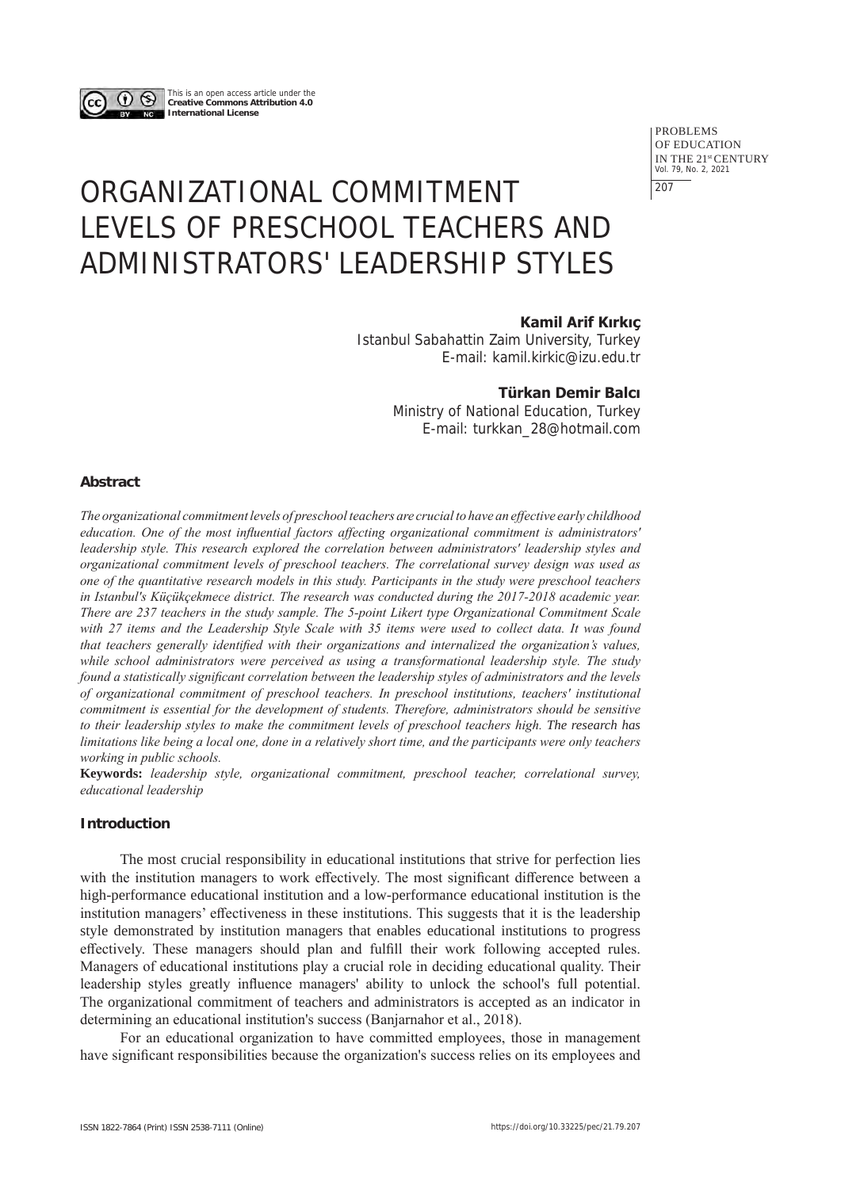This is an open access article under the **Creative Commons Attribution 4.0 International License**

# ORGANIZATIONAL COMMITMENT LEVELS OF PRESCHOOL TEACHERS AND ADMINISTRATORS' LEADERSHIP STYLES

**Kamil Arif Kırkıç**
Istanbul Sabahattin Zaim University, Turkey
E-mail: kamil.kirkic@izu.edu.tr

**Türkan Demir Balcı**
Ministry of National Education, Turkey
E-mail: turkkan_28@hotmail.com

### Abstract

*The organizational commitment levels of preschool teachers are crucial to have an effective early childhood education. One of the most influential factors affecting organizational commitment is administrators' leadership style. This research explored the correlation between administrators' leadership styles and organizational commitment levels of preschool teachers. The correlational survey design was used as one of the quantitative research models in this study. Participants in the study were preschool teachers in Istanbul's Küçükçekmece district. The research was conducted during the 2017-2018 academic year. There are 237 teachers in the study sample. The 5-point Likert type Organizational Commitment Scale with 27 items and the Leadership Style Scale with 35 items were used to collect data. It was found that teachers generally identified with their organizations and internalized the organization's values, while school administrators were perceived as using a transformational leadership style. The study found a statistically significant correlation between the leadership styles of administrators and the levels of organizational commitment of preschool teachers. In preschool institutions, teachers' institutional commitment is essential for the development of students. Therefore, administrators should be sensitive to their leadership styles to make the commitment levels of preschool teachers high. The research has limitations like being a local one, done in a relatively short time, and the participants were only teachers working in public schools.*

**Keywords:** *leadership style, organizational commitment, preschool teacher, correlational survey, educational leadership*

### Introduction

The most crucial responsibility in educational institutions that strive for perfection lies with the institution managers to work effectively. The most significant difference between a high-performance educational institution and a low-performance educational institution is the institution managers' effectiveness in these institutions. This suggests that it is the leadership style demonstrated by institution managers that enables educational institutions to progress effectively. These managers should plan and fulfill their work following accepted rules. Managers of educational institutions play a crucial role in deciding educational quality. Their leadership styles greatly influence managers' ability to unlock the school's full potential. The organizational commitment of teachers and administrators is accepted as an indicator in determining an educational institution's success (Banjarnahor et al., 2018).

For an educational organization to have committed employees, those in management have significant responsibilities because the organization's success relies on its employees and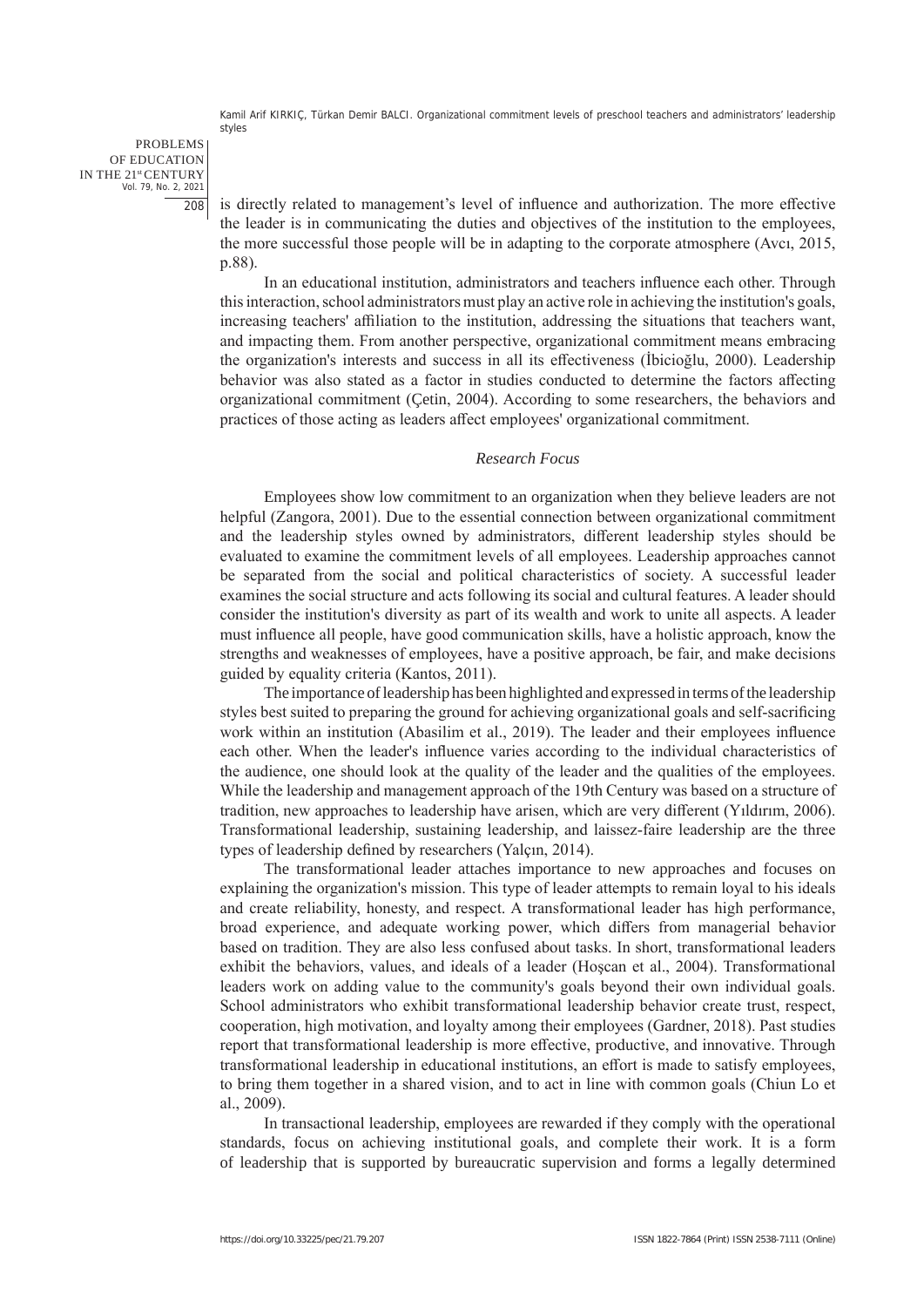is directly related to management's level of influence and authorization. The more effective the leader is in communicating the duties and objectives of the institution to the employees, the more successful those people will be in adapting to the corporate atmosphere (Avcı, 2015, p.88).

In an educational institution, administrators and teachers influence each other. Through this interaction, school administrators must play an active role in achieving the institution's goals, increasing teachers' affiliation to the institution, addressing the situations that teachers want, and impacting them. From another perspective, organizational commitment means embracing the organization's interests and success in all its effectiveness (İbicioğlu, 2000). Leadership behavior was also stated as a factor in studies conducted to determine the factors affecting organizational commitment (Çetin, 2004). According to some researchers, the behaviors and practices of those acting as leaders affect employees' organizational commitment.

### *Research Focus*

Employees show low commitment to an organization when they believe leaders are not helpful (Zangora, 2001). Due to the essential connection between organizational commitment and the leadership styles owned by administrators, different leadership styles should be evaluated to examine the commitment levels of all employees. Leadership approaches cannot be separated from the social and political characteristics of society. A successful leader examines the social structure and acts following its social and cultural features. A leader should consider the institution's diversity as part of its wealth and work to unite all aspects. A leader must influence all people, have good communication skills, have a holistic approach, know the strengths and weaknesses of employees, have a positive approach, be fair, and make decisions guided by equality criteria (Kantos, 2011).

The importance of leadership has been highlighted and expressed in terms of the leadership styles best suited to preparing the ground for achieving organizational goals and self-sacrificing work within an institution (Abasilim et al., 2019). The leader and their employees influence each other. When the leader's influence varies according to the individual characteristics of the audience, one should look at the quality of the leader and the qualities of the employees. While the leadership and management approach of the 19th Century was based on a structure of tradition, new approaches to leadership have arisen, which are very different (Yıldırım, 2006). Transformational leadership, sustaining leadership, and laissez-faire leadership are the three types of leadership defined by researchers (Yalçın, 2014).

The transformational leader attaches importance to new approaches and focuses on explaining the organization's mission. This type of leader attempts to remain loyal to his ideals and create reliability, honesty, and respect. A transformational leader has high performance, broad experience, and adequate working power, which differs from managerial behavior based on tradition. They are also less confused about tasks. In short, transformational leaders exhibit the behaviors, values, and ideals of a leader (Hoşcan et al., 2004). Transformational leaders work on adding value to the community's goals beyond their own individual goals. School administrators who exhibit transformational leadership behavior create trust, respect, cooperation, high motivation, and loyalty among their employees (Gardner, 2018). Past studies report that transformational leadership is more effective, productive, and innovative. Through transformational leadership in educational institutions, an effort is made to satisfy employees, to bring them together in a shared vision, and to act in line with common goals (Chiun Lo et al., 2009).

In transactional leadership, employees are rewarded if they comply with the operational standards, focus on achieving institutional goals, and complete their work. It is a form of leadership that is supported by bureaucratic supervision and forms a legally determined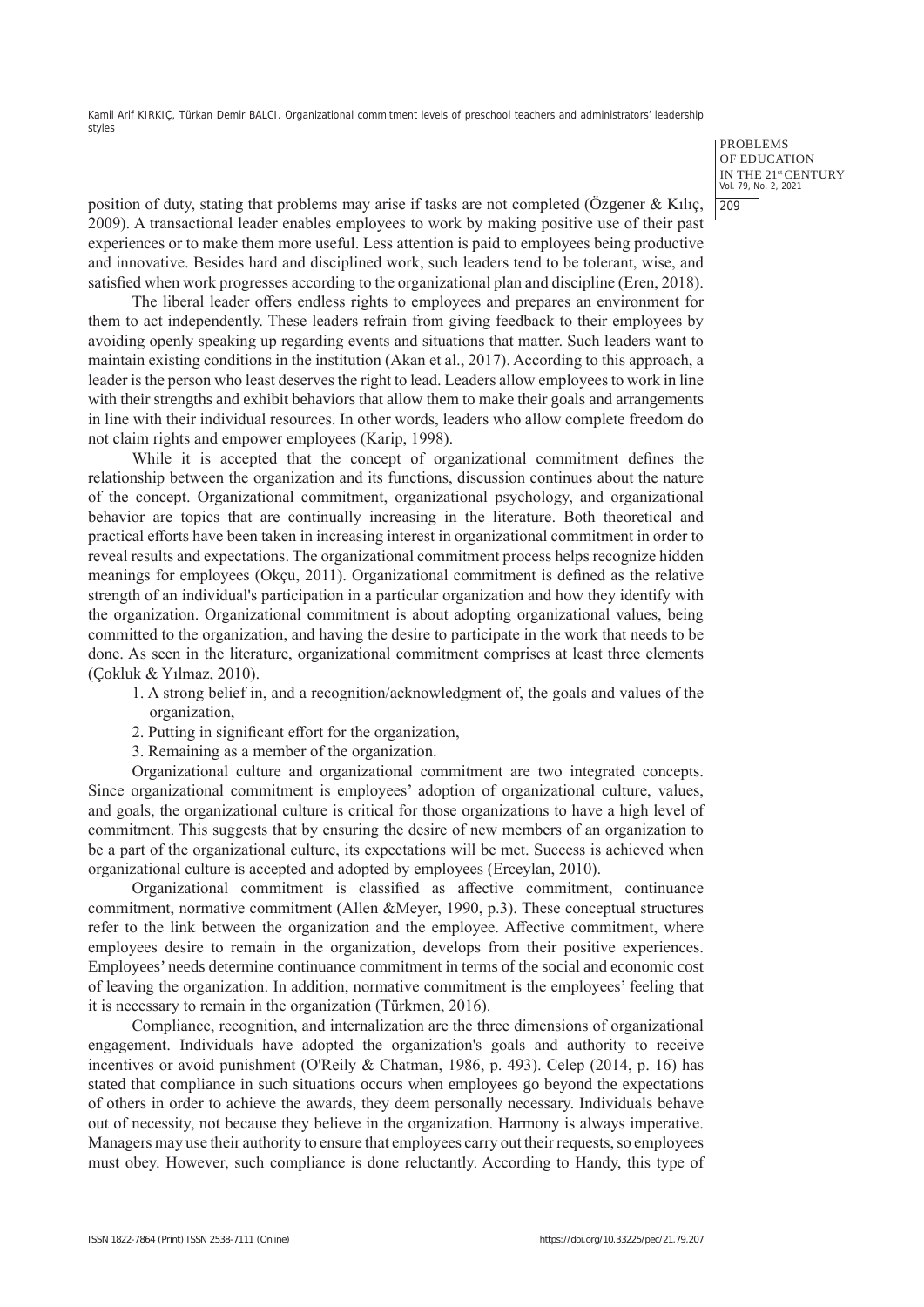position of duty, stating that problems may arise if tasks are not completed (Özgener & Kılıç, 2009). A transactional leader enables employees to work by making positive use of their past experiences or to make them more useful. Less attention is paid to employees being productive and innovative. Besides hard and disciplined work, such leaders tend to be tolerant, wise, and satisfied when work progresses according to the organizational plan and discipline (Eren, 2018).

The liberal leader offers endless rights to employees and prepares an environment for them to act independently. These leaders refrain from giving feedback to their employees by avoiding openly speaking up regarding events and situations that matter. Such leaders want to maintain existing conditions in the institution (Akan et al., 2017). According to this approach, a leader is the person who least deserves the right to lead. Leaders allow employees to work in line with their strengths and exhibit behaviors that allow them to make their goals and arrangements in line with their individual resources. In other words, leaders who allow complete freedom do not claim rights and empower employees (Karip, 1998).

While it is accepted that the concept of organizational commitment defines the relationship between the organization and its functions, discussion continues about the nature of the concept. Organizational commitment, organizational psychology, and organizational behavior are topics that are continually increasing in the literature. Both theoretical and practical efforts have been taken in increasing interest in organizational commitment in order to reveal results and expectations. The organizational commitment process helps recognize hidden meanings for employees (Okçu, 2011). Organizational commitment is defined as the relative strength of an individual's participation in a particular organization and how they identify with the organization. Organizational commitment is about adopting organizational values, being committed to the organization, and having the desire to participate in the work that needs to be done. As seen in the literature, organizational commitment comprises at least three elements (Çokluk & Yılmaz, 2010).

1. A strong belief in, and a recognition/acknowledgment of, the goals and values of the organization,
2. Putting in significant effort for the organization,
3. Remaining as a member of the organization.

Organizational culture and organizational commitment are two integrated concepts. Since organizational commitment is employees' adoption of organizational culture, values, and goals, the organizational culture is critical for those organizations to have a high level of commitment. This suggests that by ensuring the desire of new members of an organization to be a part of the organizational culture, its expectations will be met. Success is achieved when organizational culture is accepted and adopted by employees (Erceylan, 2010).

Organizational commitment is classified as affective commitment, continuance commitment, normative commitment (Allen &Meyer, 1990, p.3). These conceptual structures refer to the link between the organization and the employee. Affective commitment, where employees desire to remain in the organization, develops from their positive experiences. Employees' needs determine continuance commitment in terms of the social and economic cost of leaving the organization. In addition, normative commitment is the employees' feeling that it is necessary to remain in the organization (Türkmen, 2016).

Compliance, recognition, and internalization are the three dimensions of organizational engagement. Individuals have adopted the organization's goals and authority to receive incentives or avoid punishment (O'Reily & Chatman, 1986, p. 493). Celep (2014, p. 16) has stated that compliance in such situations occurs when employees go beyond the expectations of others in order to achieve the awards, they deem personally necessary. Individuals behave out of necessity, not because they believe in the organization. Harmony is always imperative. Managers may use their authority to ensure that employees carry out their requests, so employees must obey. However, such compliance is done reluctantly. According to Handy, this type of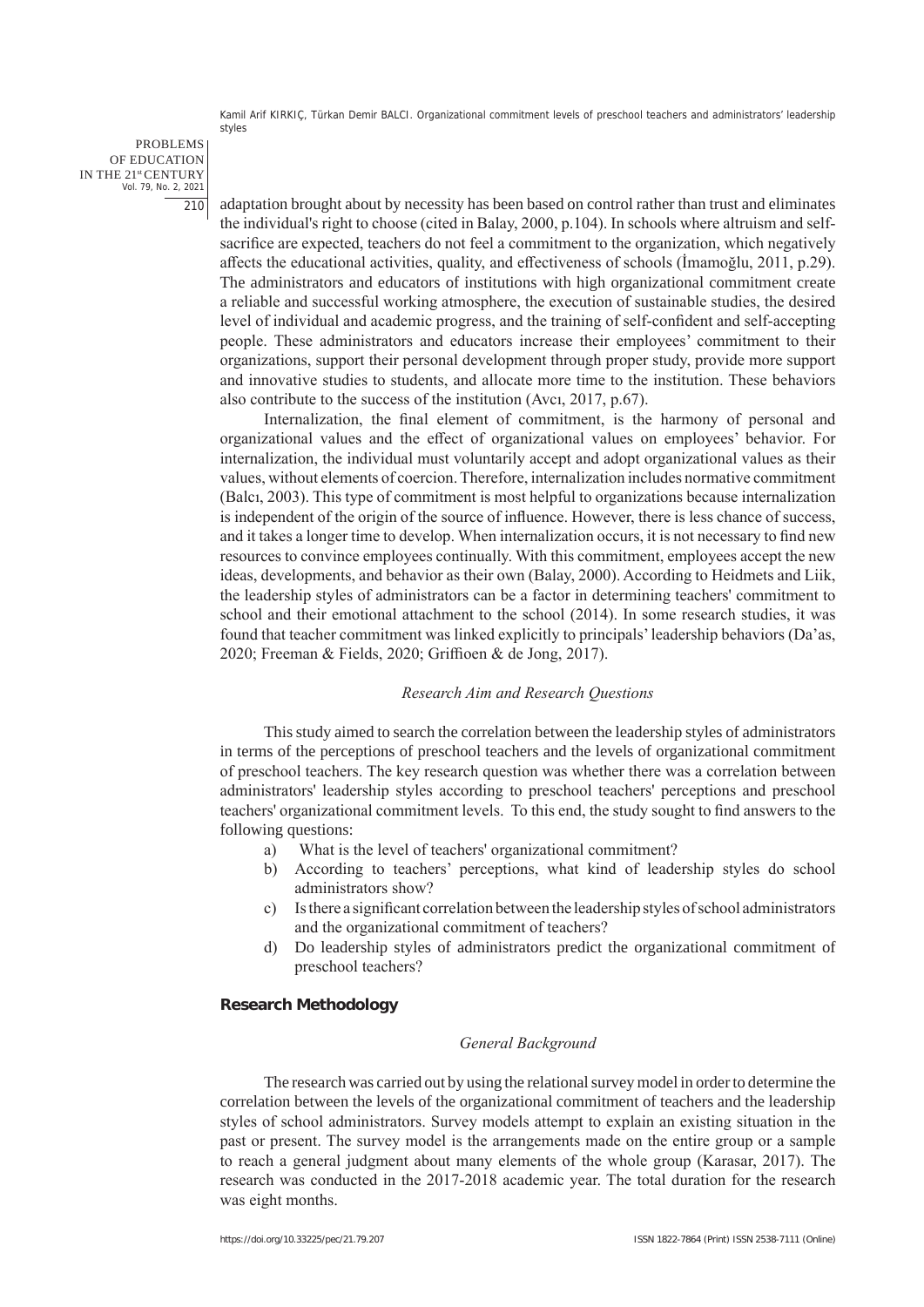adaptation brought about by necessity has been based on control rather than trust and eliminates the individual's right to choose (cited in Balay, 2000, p.104). In schools where altruism and self-sacrifice are expected, teachers do not feel a commitment to the organization, which negatively affects the educational activities, quality, and effectiveness of schools (İmamoğlu, 2011, p.29). The administrators and educators of institutions with high organizational commitment create a reliable and successful working atmosphere, the execution of sustainable studies, the desired level of individual and academic progress, and the training of self-confident and self-accepting people. These administrators and educators increase their employees' commitment to their organizations, support their personal development through proper study, provide more support and innovative studies to students, and allocate more time to the institution. These behaviors also contribute to the success of the institution (Avcı, 2017, p.67).

Internalization, the final element of commitment, is the harmony of personal and organizational values and the effect of organizational values on employees' behavior. For internalization, the individual must voluntarily accept and adopt organizational values as their values, without elements of coercion. Therefore, internalization includes normative commitment (Balcı, 2003). This type of commitment is most helpful to organizations because internalization is independent of the origin of the source of influence. However, there is less chance of success, and it takes a longer time to develop. When internalization occurs, it is not necessary to find new resources to convince employees continually. With this commitment, employees accept the new ideas, developments, and behavior as their own (Balay, 2000). According to Heidmets and Liik, the leadership styles of administrators can be a factor in determining teachers' commitment to school and their emotional attachment to the school (2014). In some research studies, it was found that teacher commitment was linked explicitly to principals' leadership behaviors (Da'as, 2020; Freeman & Fields, 2020; Griffioen & de Jong, 2017).

### *Research Aim and Research Questions*

This study aimed to search the correlation between the leadership styles of administrators in terms of the perceptions of preschool teachers and the levels of organizational commitment of preschool teachers. The key research question was whether there was a correlation between administrators' leadership styles according to preschool teachers' perceptions and preschool teachers' organizational commitment levels. To this end, the study sought to find answers to the following questions:

a) What is the level of teachers' organizational commitment?
b) According to teachers' perceptions, what kind of leadership styles do school administrators show?
c) Is there a significant correlation between the leadership styles of school administrators and the organizational commitment of teachers?
d) Do leadership styles of administrators predict the organizational commitment of preschool teachers?

## Research Methodology

### *General Background*

The research was carried out by using the relational survey model in order to determine the correlation between the levels of the organizational commitment of teachers and the leadership styles of school administrators. Survey models attempt to explain an existing situation in the past or present. The survey model is the arrangements made on the entire group or a sample to reach a general judgment about many elements of the whole group (Karasar, 2017). The research was conducted in the 2017-2018 academic year. The total duration for the research was eight months.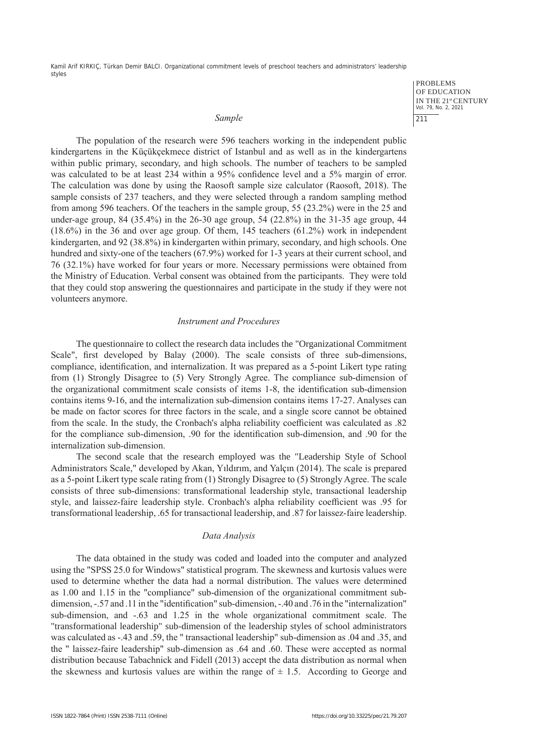### *Sample*

The population of the research were 596 teachers working in the independent public kindergartens in the Küçükçekmece district of Istanbul and as well as in the kindergartens within public primary, secondary, and high schools. The number of teachers to be sampled was calculated to be at least 234 within a 95% confidence level and a 5% margin of error. The calculation was done by using the Raosoft sample size calculator (Raosoft, 2018). The sample consists of 237 teachers, and they were selected through a random sampling method from among 596 teachers. Of the teachers in the sample group, 55 (23.2%) were in the 25 and under-age group, 84 (35.4%) in the 26-30 age group, 54 (22.8%) in the 31-35 age group, 44 (18.6%) in the 36 and over age group. Of them, 145 teachers (61.2%) work in independent kindergarten, and 92 (38.8%) in kindergarten within primary, secondary, and high schools. One hundred and sixty-one of the teachers (67.9%) worked for 1-3 years at their current school, and 76 (32.1%) have worked for four years or more. Necessary permissions were obtained from the Ministry of Education. Verbal consent was obtained from the participants. They were told that they could stop answering the questionnaires and participate in the study if they were not volunteers anymore.

### *Instrument and Procedures*

The questionnaire to collect the research data includes the "Organizational Commitment Scale", first developed by Balay (2000). The scale consists of three sub-dimensions, compliance, identification, and internalization. It was prepared as a 5-point Likert type rating from (1) Strongly Disagree to (5) Very Strongly Agree. The compliance sub-dimension of the organizational commitment scale consists of items 1-8, the identification sub-dimension contains items 9-16, and the internalization sub-dimension contains items 17-27. Analyses can be made on factor scores for three factors in the scale, and a single score cannot be obtained from the scale. In the study, the Cronbach's alpha reliability coefficient was calculated as .82 for the compliance sub-dimension, .90 for the identification sub-dimension, and .90 for the internalization sub-dimension.

The second scale that the research employed was the "Leadership Style of School Administrators Scale," developed by Akan, Yıldırım, and Yalçın (2014). The scale is prepared as a 5-point Likert type scale rating from (1) Strongly Disagree to (5) Strongly Agree. The scale consists of three sub-dimensions: transformational leadership style, transactional leadership style, and laissez-faire leadership style. Cronbach's alpha reliability coefficient was .95 for transformational leadership, .65 for transactional leadership, and .87 for laissez-faire leadership.

### *Data Analysis*

The data obtained in the study was coded and loaded into the computer and analyzed using the "SPSS 25.0 for Windows" statistical program. The skewness and kurtosis values were used to determine whether the data had a normal distribution. The values were determined as 1.00 and 1.15 in the "compliance" sub-dimension of the organizational commitment sub-dimension, -.57 and .11 in the "identification" sub-dimension, -.40 and .76 in the "internalization" sub-dimension, and -.63 and 1.25 in the whole organizational commitment scale. The "transformational leadership" sub-dimension of the leadership styles of school administrators was calculated as -.43 and .59, the " transactional leadership" sub-dimension as .04 and .35, and the " laissez-faire leadership" sub-dimension as .64 and .60. These were accepted as normal distribution because Tabachnick and Fidell (2013) accept the data distribution as normal when the skewness and kurtosis values are within the range of $\pm$ 1.5. According to George and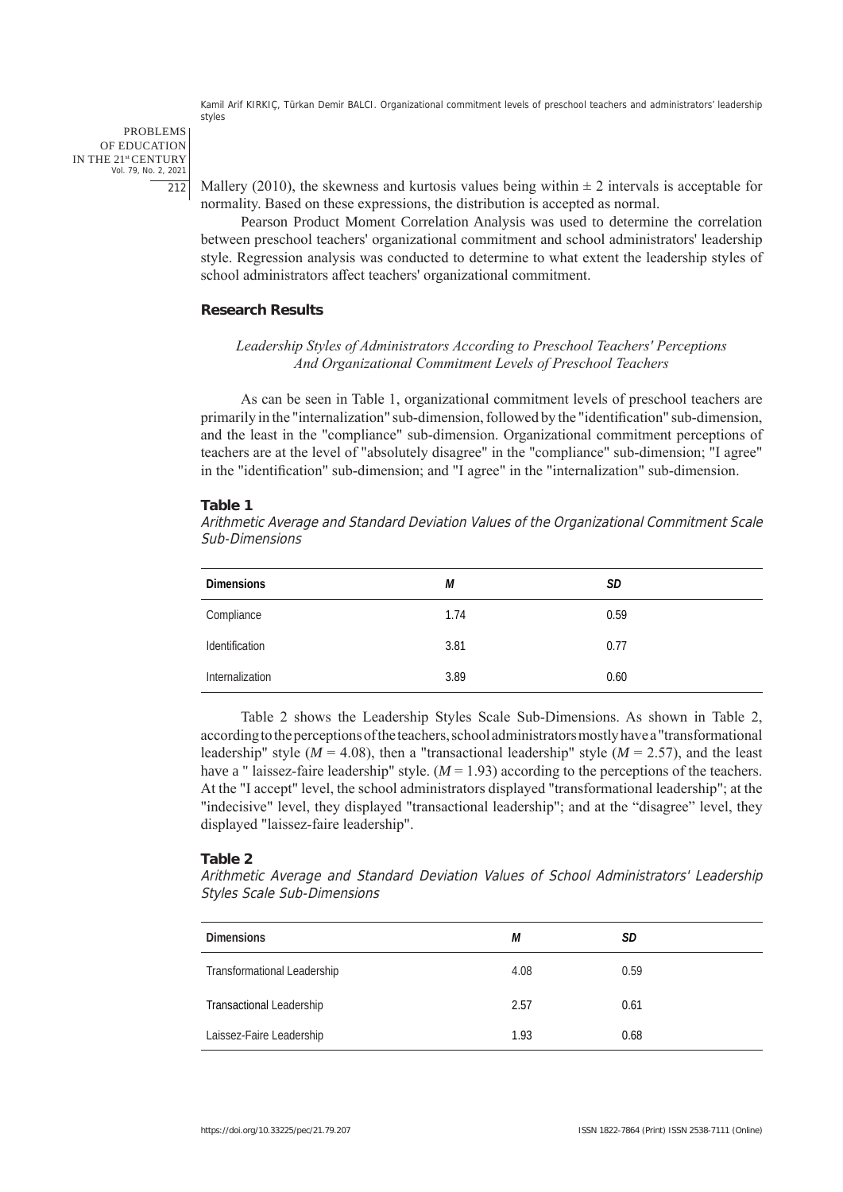Mallery (2010), the skewness and kurtosis values being within ± 2 intervals is acceptable for normality. Based on these expressions, the distribution is accepted as normal.

Pearson Product Moment Correlation Analysis was used to determine the correlation between preschool teachers' organizational commitment and school administrators' leadership style. Regression analysis was conducted to determine to what extent the leadership styles of school administrators affect teachers' organizational commitment.

## Research Results

### *Leadership Styles of Administrators According to Preschool Teachers' Perceptions And Organizational Commitment Levels of Preschool Teachers*

As can be seen in Table 1, organizational commitment levels of preschool teachers are primarily in the "internalization" sub-dimension, followed by the "identification" sub-dimension, and the least in the "compliance" sub-dimension. Organizational commitment perceptions of teachers are at the level of "absolutely disagree" in the "compliance" sub-dimension; "I agree" in the "identification" sub-dimension; and "I agree" in the "internalization" sub-dimension.

**Table 1**

*Arithmetic Average and Standard Deviation Values of the Organizational Commitment Scale Sub-Dimensions*

| Dimensions | *M* | *SD* |
|---|---|---|
| Compliance | 1.74 | 0.59 |
| Identification | 3.81 | 0.77 |
| Internalization | 3.89 | 0.60 |

Table 2 shows the Leadership Styles Scale Sub-Dimensions. As shown in Table 2, according to the perceptions of the teachers, school administrators mostly have a "transformational leadership" style ($M$ = 4.08), then a "transactional leadership" style ($M$ = 2.57), and the least have a " laissez-faire leadership" style. ($M$ = 1.93) according to the perceptions of the teachers. At the "I accept" level, the school administrators displayed "transformational leadership"; at the "indecisive" level, they displayed "transactional leadership"; and at the “disagree” level, they displayed "laissez-faire leadership".

**Table 2**

*Arithmetic Average and Standard Deviation Values of School Administrators' Leadership Styles Scale Sub-Dimensions*

| Dimensions | *M* | *SD* |
|---|---|---|
| Transformational Leadership | 4.08 | 0.59 |
| Transactional Leadership | 2.57 | 0.61 |
| Laissez-Faire Leadership | 1.93 | 0.68 |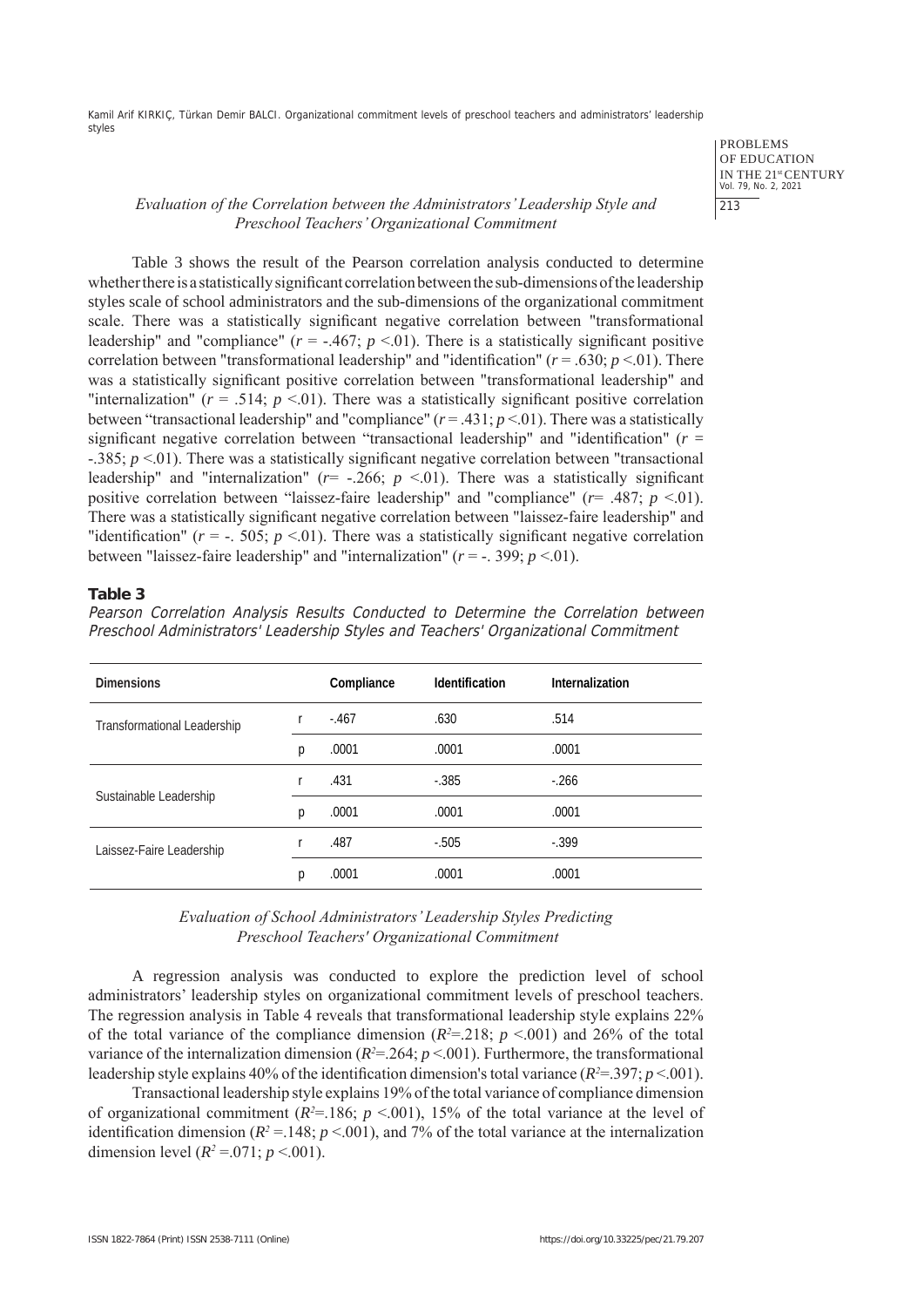*Evaluation of the Correlation between the Administrators' Leadership Style and Preschool Teachers' Organizational Commitment*

Table 3 shows the result of the Pearson correlation analysis conducted to determine whether there is a statistically significant correlation between the sub-dimensions of the leadership styles scale of school administrators and the sub-dimensions of the organizational commitment scale. There was a statistically significant negative correlation between "transformational leadership" and "compliance" ($r$ = -.467; $p$ <.01). There is a statistically significant positive correlation between "transformational leadership" and "identification" ($r$ = .630; $p$ <.01). There was a statistically significant positive correlation between "transformational leadership" and "internalization" ($r$ = .514; $p$ <.01). There was a statistically significant positive correlation between "transactional leadership" and "compliance" ($r$ = .431; $p$ <.01). There was a statistically significant negative correlation between "transactional leadership" and "identification" ($r$ = -.385; $p$ <.01). There was a statistically significant negative correlation between "transactional leadership" and "internalization" ($r$= -.266; $p$ <.01). There was a statistically significant positive correlation between "laissez-faire leadership" and "compliance" ($r$= .487; $p$ <.01). There was a statistically significant negative correlation between "laissez-faire leadership" and "identification" ($r$ = -. 505; $p$ <.01). There was a statistically significant negative correlation between "laissez-faire leadership" and "internalization" ($r$ = -. 399; $p$ <.01).

**Table 3**

*Pearson Correlation Analysis Results Conducted to Determine the Correlation between Preschool Administrators' Leadership Styles and Teachers' Organizational Commitment*

| Dimensions | | Compliance | Identification | Internalization |
|---|---|---|---|---|
| Transformational Leadership | r | -.467 | .630 | .514 |
| | p | .0001 | .0001 | .0001 |
| Sustainable Leadership | r | .431 | -.385 | -.266 |
| | p | .0001 | .0001 | .0001 |
| Laissez-Faire Leadership | r | .487 | -.505 | -.399 |
| | p | .0001 | .0001 | .0001 |

*Evaluation of School Administrators' Leadership Styles Predicting Preschool Teachers' Organizational Commitment*

A regression analysis was conducted to explore the prediction level of school administrators' leadership styles on organizational commitment levels of preschool teachers. The regression analysis in Table 4 reveals that transformational leadership style explains 22% of the total variance of the compliance dimension ($R^2$=.218; $p$ <.001) and 26% of the total variance of the internalization dimension ($R^2$=.264; $p$ <.001). Furthermore, the transformational leadership style explains 40% of the identification dimension's total variance ($R^2$=.397; $p$ <.001).

Transactional leadership style explains 19% of the total variance of compliance dimension of organizational commitment ($R^2$=.186; $p$ <.001), 15% of the total variance at the level of identification dimension ($R^2$ =.148; $p$ <.001), and 7% of the total variance at the internalization dimension level ($R^2$ =.071; $p$ <.001).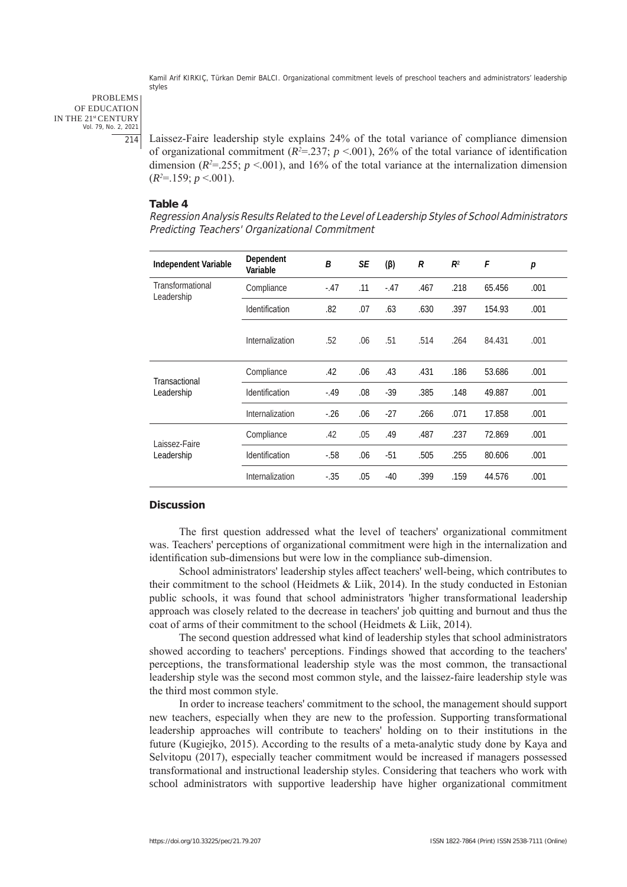Laissez-Faire leadership style explains 24% of the total variance of compliance dimension of organizational commitment ($R^2$=.237; $p$ <.001), 26% of the total variance of identification dimension ($R^2$=.255; $p$ <.001), and 16% of the total variance at the internalization dimension ($R^2$=.159; $p$ <.001).

**Table 4**

*Regression Analysis Results Related to the Level of Leadership Styles of School Administrators Predicting Teachers' Organizational Commitment*

| Independent Variable | Dependent Variable | *B* | *SE* | (β) | *R* | $R^2$ | *F* | *p* |
|---|---|---|---|---|---|---|---|---|
| Transformational Leadership | Compliance | -.47 | .11 | -.47 | .467 | .218 | 65.456 | .001 |
| | Identification | .82 | .07 | .63 | .630 | .397 | 154.93 | .001 |
| | Internalization | .52 | .06 | .51 | .514 | .264 | 84.431 | .001 |
| Transactional Leadership | Compliance | .42 | .06 | .43 | .431 | .186 | 53.686 | .001 |
| | Identification | -.49 | .08 | -39 | .385 | .148 | 49.887 | .001 |
| | Internalization | -.26 | .06 | -27 | .266 | .071 | 17.858 | .001 |
| Laissez-Faire Leadership | Compliance | .42 | .05 | .49 | .487 | .237 | 72.869 | .001 |
| | Identification | -.58 | .06 | -51 | .505 | .255 | 80.606 | .001 |
| | Internalization | -.35 | .05 | -40 | .399 | .159 | 44.576 | .001 |

## Discussion

The first question addressed what the level of teachers' organizational commitment was. Teachers' perceptions of organizational commitment were high in the internalization and identification sub-dimensions but were low in the compliance sub-dimension.

School administrators' leadership styles affect teachers' well-being, which contributes to their commitment to the school (Heidmets & Liik, 2014). In the study conducted in Estonian public schools, it was found that school administrators 'higher transformational leadership approach was closely related to the decrease in teachers' job quitting and burnout and thus the coat of arms of their commitment to the school (Heidmets & Liik, 2014).

The second question addressed what kind of leadership styles that school administrators showed according to teachers' perceptions. Findings showed that according to the teachers' perceptions, the transformational leadership style was the most common, the transactional leadership style was the second most common style, and the laissez-faire leadership style was the third most common style.

In order to increase teachers' commitment to the school, the management should support new teachers, especially when they are new to the profession. Supporting transformational leadership approaches will contribute to teachers' holding on to their institutions in the future (Kugiejko, 2015). According to the results of a meta-analytic study done by Kaya and Selvitopu (2017), especially teacher commitment would be increased if managers possessed transformational and instructional leadership styles. Considering that teachers who work with school administrators with supportive leadership have higher organizational commitment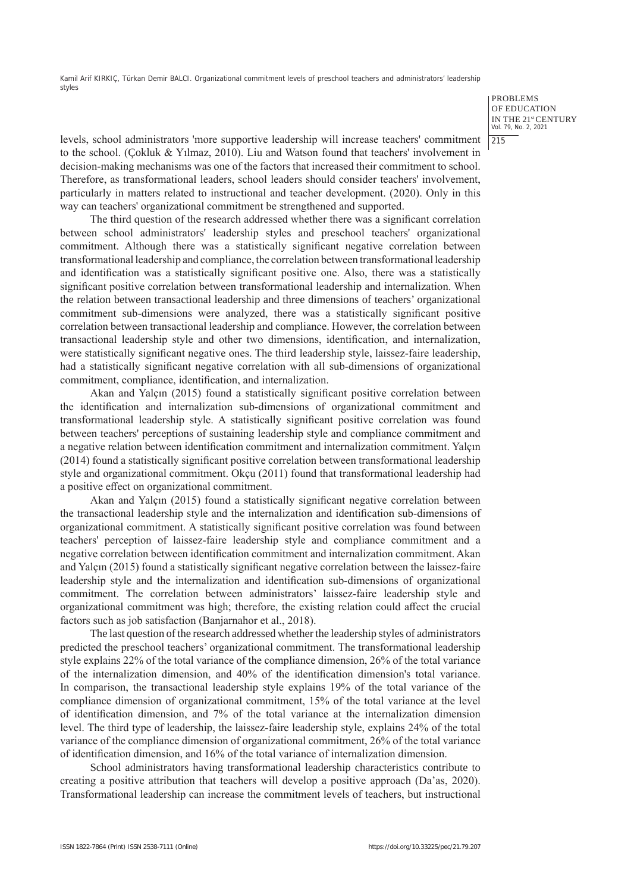levels, school administrators 'more supportive leadership will increase teachers' commitment to the school. (Çokluk & Yılmaz, 2010). Liu and Watson found that teachers' involvement in decision-making mechanisms was one of the factors that increased their commitment to school. Therefore, as transformational leaders, school leaders should consider teachers' involvement, particularly in matters related to instructional and teacher development. (2020). Only in this way can teachers' organizational commitment be strengthened and supported.

The third question of the research addressed whether there was a significant correlation between school administrators' leadership styles and preschool teachers' organizational commitment. Although there was a statistically significant negative correlation between transformational leadership and compliance, the correlation between transformational leadership and identification was a statistically significant positive one. Also, there was a statistically significant positive correlation between transformational leadership and internalization. When the relation between transactional leadership and three dimensions of teachers' organizational commitment sub-dimensions were analyzed, there was a statistically significant positive correlation between transactional leadership and compliance. However, the correlation between transactional leadership style and other two dimensions, identification, and internalization, were statistically significant negative ones. The third leadership style, laissez-faire leadership, had a statistically significant negative correlation with all sub-dimensions of organizational commitment, compliance, identification, and internalization.

Akan and Yalçın (2015) found a statistically significant positive correlation between the identification and internalization sub-dimensions of organizational commitment and transformational leadership style. A statistically significant positive correlation was found between teachers' perceptions of sustaining leadership style and compliance commitment and a negative relation between identification commitment and internalization commitment. Yalçın (2014) found a statistically significant positive correlation between transformational leadership style and organizational commitment. Okçu (2011) found that transformational leadership had a positive effect on organizational commitment.

Akan and Yalçın (2015) found a statistically significant negative correlation between the transactional leadership style and the internalization and identification sub-dimensions of organizational commitment. A statistically significant positive correlation was found between teachers' perception of laissez-faire leadership style and compliance commitment and a negative correlation between identification commitment and internalization commitment. Akan and Yalçın (2015) found a statistically significant negative correlation between the laissez-faire leadership style and the internalization and identification sub-dimensions of organizational commitment. The correlation between administrators' laissez-faire leadership style and organizational commitment was high; therefore, the existing relation could affect the crucial factors such as job satisfaction (Banjarnahor et al., 2018).

The last question of the research addressed whether the leadership styles of administrators predicted the preschool teachers' organizational commitment. The transformational leadership style explains 22% of the total variance of the compliance dimension, 26% of the total variance of the internalization dimension, and 40% of the identification dimension's total variance. In comparison, the transactional leadership style explains 19% of the total variance of the compliance dimension of organizational commitment, 15% of the total variance at the level of identification dimension, and 7% of the total variance at the internalization dimension level. The third type of leadership, the laissez-faire leadership style, explains 24% of the total variance of the compliance dimension of organizational commitment, 26% of the total variance of identification dimension, and 16% of the total variance of internalization dimension.

School administrators having transformational leadership characteristics contribute to creating a positive attribution that teachers will develop a positive approach (Da'as, 2020). Transformational leadership can increase the commitment levels of teachers, but instructional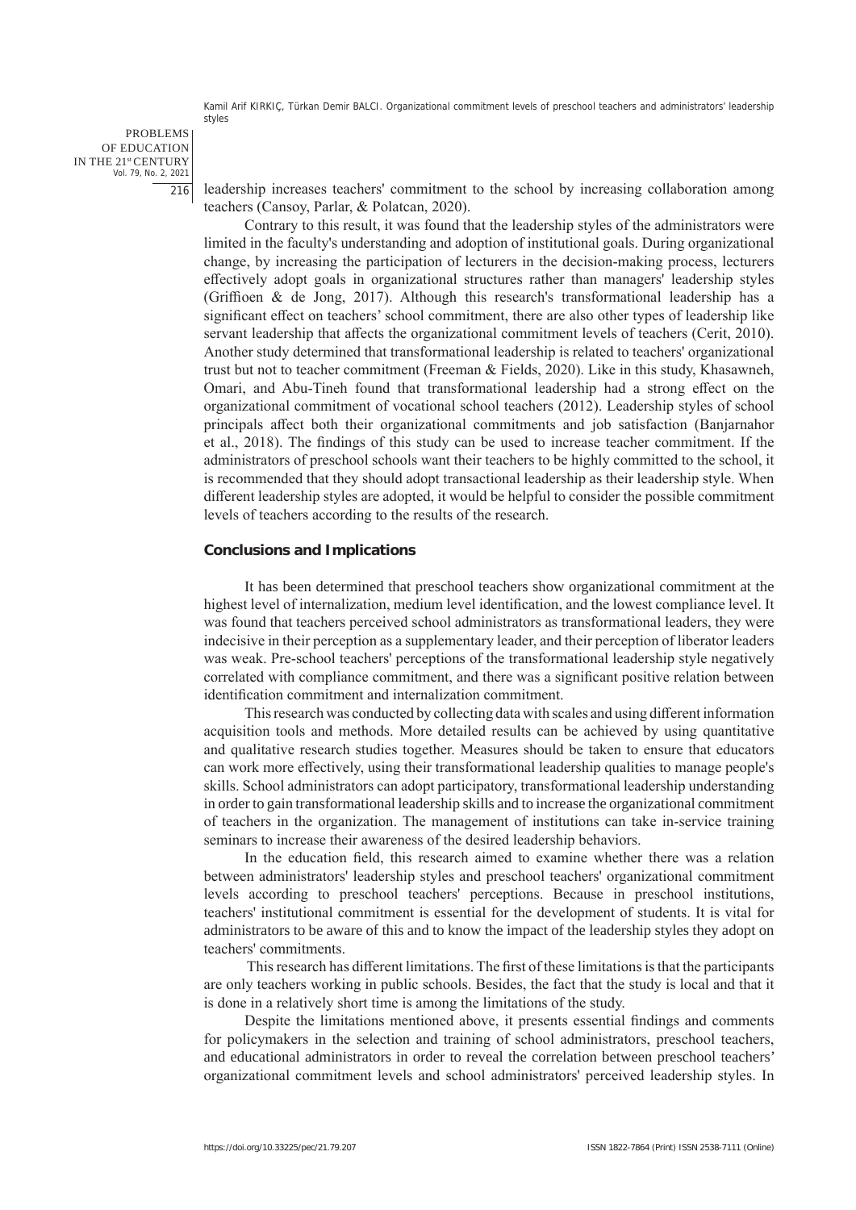leadership increases teachers' commitment to the school by increasing collaboration among teachers (Cansoy, Parlar, & Polatcan, 2020).

Contrary to this result, it was found that the leadership styles of the administrators were limited in the faculty's understanding and adoption of institutional goals. During organizational change, by increasing the participation of lecturers in the decision-making process, lecturers effectively adopt goals in organizational structures rather than managers' leadership styles (Griffioen & de Jong, 2017). Although this research's transformational leadership has a significant effect on teachers' school commitment, there are also other types of leadership like servant leadership that affects the organizational commitment levels of teachers (Cerit, 2010). Another study determined that transformational leadership is related to teachers' organizational trust but not to teacher commitment (Freeman & Fields, 2020). Like in this study, Khasawneh, Omari, and Abu-Tineh found that transformational leadership had a strong effect on the organizational commitment of vocational school teachers (2012). Leadership styles of school principals affect both their organizational commitments and job satisfaction (Banjarnahor et al., 2018). The findings of this study can be used to increase teacher commitment. If the administrators of preschool schools want their teachers to be highly committed to the school, it is recommended that they should adopt transactional leadership as their leadership style. When different leadership styles are adopted, it would be helpful to consider the possible commitment levels of teachers according to the results of the research.

## Conclusions and Implications

It has been determined that preschool teachers show organizational commitment at the highest level of internalization, medium level identification, and the lowest compliance level. It was found that teachers perceived school administrators as transformational leaders, they were indecisive in their perception as a supplementary leader, and their perception of liberator leaders was weak. Pre-school teachers' perceptions of the transformational leadership style negatively correlated with compliance commitment, and there was a significant positive relation between identification commitment and internalization commitment.

This research was conducted by collecting data with scales and using different information acquisition tools and methods. More detailed results can be achieved by using quantitative and qualitative research studies together. Measures should be taken to ensure that educators can work more effectively, using their transformational leadership qualities to manage people's skills. School administrators can adopt participatory, transformational leadership understanding in order to gain transformational leadership skills and to increase the organizational commitment of teachers in the organization. The management of institutions can take in-service training seminars to increase their awareness of the desired leadership behaviors.

In the education field, this research aimed to examine whether there was a relation between administrators' leadership styles and preschool teachers' organizational commitment levels according to preschool teachers' perceptions. Because in preschool institutions, teachers' institutional commitment is essential for the development of students. It is vital for administrators to be aware of this and to know the impact of the leadership styles they adopt on teachers' commitments.

This research has different limitations. The first of these limitations is that the participants are only teachers working in public schools. Besides, the fact that the study is local and that it is done in a relatively short time is among the limitations of the study.

Despite the limitations mentioned above, it presents essential findings and comments for policymakers in the selection and training of school administrators, preschool teachers, and educational administrators in order to reveal the correlation between preschool teachers' organizational commitment levels and school administrators' perceived leadership styles. In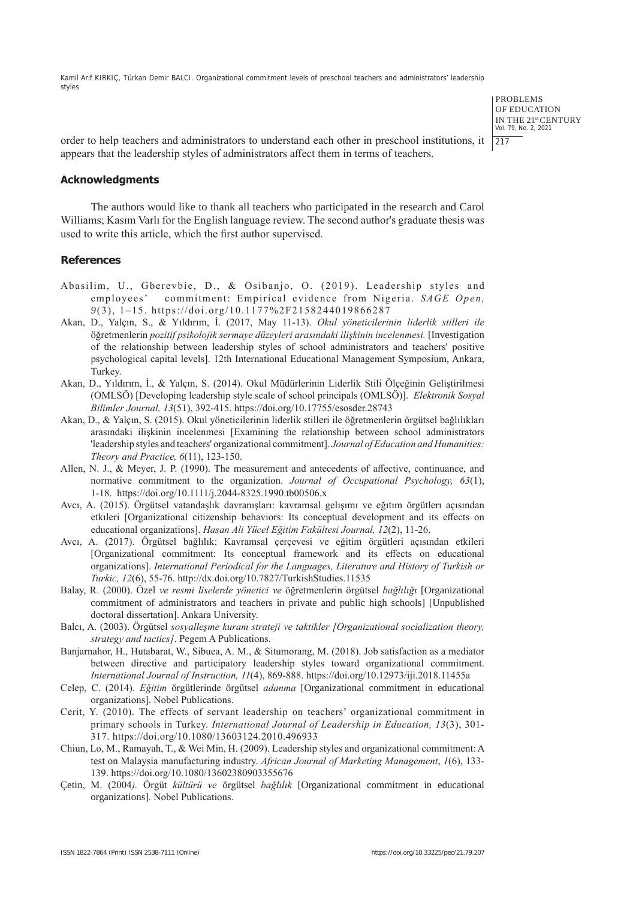order to help teachers and administrators to understand each other in preschool institutions, it appears that the leadership styles of administrators affect them in terms of teachers.

## Acknowledgments

The authors would like to thank all teachers who participated in the research and Carol Williams; Kasım Varlı for the English language review. The second author's graduate thesis was used to write this article, which the first author supervised.

## References

Abasilim, U., Gberevbie, D., & Osibanjo, O. (2019). Leadership styles and employees' commitment: Empirical evidence from Nigeria. *SAGE Open,* 9(3), 1–15. https://doi.org/10.1177%2F2158244019866287

Akan, D., Yalçın, S., & Yıldırım, İ. (2017, May 11-13). *Okul yöneticilerinin liderlik stilleri ile* öğretmenlerin *pozitif psikolojik sermaye düzeyleri arasındaki ilişkinin incelenmesi.* [Investigation of the relationship between leadership styles of school administrators and teachers' positive psychological capital levels]. 12th International Educational Management Symposium, Ankara, Turkey.

Akan, D., Yıldırım, İ., & Yalçın, S. (2014). Okul Müdürlerinin Liderlik Stili Ölçeğinin Geliştirilmesi (OMLSÖ) [Developing leadership style scale of school principals (OMLSÖ)]. *Elektronik Sosyal Bilimler Journal, 13*(51), 392-415. https://doi.org/10.17755/esosder.28743

Akan, D., & Yalçın, S. (2015). Okul yöneticilerinin liderlik stilleri ile öğretmenlerin örgütsel bağlılıkları arasındaki ilişkinin incelenmesi [Examining the relationship between school administrators 'leadership styles and teachers' organizational commitment]. *Journal of Education and Humanities: Theory and Practice, 6*(11), 123-150.

Allen, N. J., & Meyer, J. P. (1990). The measurement and antecedents of affective, continuance, and normative commitment to the organization. *Journal of Occupational Psychology, 63*(1), 1-18. https://doi.org/10.1111/j.2044-8325.1990.tb00506.x

Avcı, A. (2015). Örgütsel vatandaşlık davranışları: kavramsal gelışımı ve eğıtım örgütlerı açısından etkıleri [Organizational citizenship behaviors: Its conceptual development and its effects on educational organizations]. *Hasan Ali Yücel Eğitim Fakültesi Journal, 12*(2), 11-26.

Avcı, A. (2017). Örgütsel bağlılık: Kavramsal çerçevesi ve eğitim örgütleri açısından etkileri [Organizational commitment: Its conceptual framework and its effects on educational organizations]. *International Periodical for the Languages, Literature and History of Turkish or Turkic, 12*(6), 55-76. http://dx.doi.org/10.7827/TurkishStudies.11535

Balay, R. (2000). Özel *ve resmi liselerde yönetici ve* öğretmenlerin örgütsel *bağlılığı* [Organizational commitment of administrators and teachers in private and public high schools] [Unpublished doctoral dissertation]. Ankara University.

Balcı, A. (2003). Örgütsel *sosyalleşme kuram strateji ve taktikler [Organizational socialization theory, strategy and tactics]*. Pegem A Publications.

Banjarnahor, H., Hutabarat, W., Sibuea, A. M., & Situmorang, M. (2018). Job satisfaction as a mediator between directive and participatory leadership styles toward organizational commitment. *International Journal of Instruction, 11*(4), 869-888. https://doi.org/10.12973/iji.2018.11455a

Celep, C. (2014). *Eğitim* örgütlerinde örgütsel *adanma* [Organizational commitment in educational organizations]. Nobel Publications.

Cerit, Y. (2010). The effects of servant leadership on teachers' organizational commitment in primary schools in Turkey. *International Journal of Leadership in Education, 13*(3), 301-317. https://doi.org/10.1080/13603124.2010.496933

Chiun, Lo, M., Ramayah, T., & Wei Min, H. (2009). Leadership styles and organizational commitment: A test on Malaysia manufacturing industry. *African Journal of Marketing Management*, *1*(6), 133-139. https://doi.org/10.1080/13602380903355676

Çetin, M. (2004*).* Örgüt *kültürü ve* örgütsel *bağlılık* [Organizational commitment in educational organizations]*.* Nobel Publications.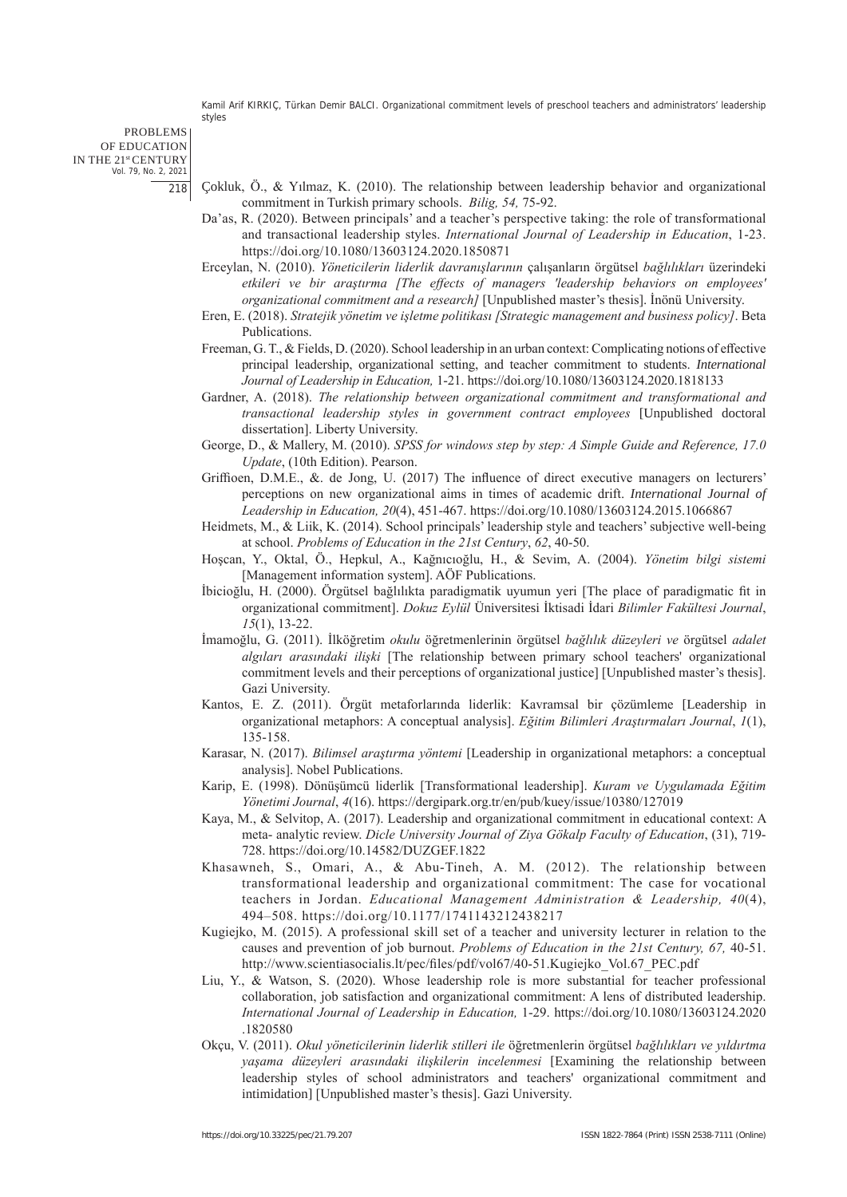Çokluk, Ö., & Yılmaz, K. (2010). The relationship between leadership behavior and organizational commitment in Turkish primary schools. *Bilig, 54,* 75-92.

Da'as, R. (2020). Between principals' and a teacher's perspective taking: the role of transformational and transactional leadership styles. *International Journal of Leadership in Education*, 1-23. https://doi.org/10.1080/13603124.2020.1850871

Erceylan, N. (2010). *Yöneticilerin liderlik davranışlarının* çalışanların örgütsel *bağlılıkları* üzerindeki *etkileri ve bir araştırma [The effects of managers 'leadership behaviors on employees' organizational commitment and a research]* [Unpublished master's thesis]. İnönü University.

Eren, E. (2018). *Stratejik yönetim ve işletme politikası [Strategic management and business policy]*. Beta Publications.

Freeman, G. T., & Fields, D. (2020). School leadership in an urban context: Complicating notions of effective principal leadership, organizational setting, and teacher commitment to students. *International Journal of Leadership in Education,* 1-21. https://doi.org/10.1080/13603124.2020.1818133

Gardner, A. (2018). *The relationship between organizational commitment and transformational and transactional leadership styles in government contract employees* [Unpublished doctoral dissertation]. Liberty University.

George, D., & Mallery, M. (2010). *SPSS for windows step by step: A Simple Guide and Reference, 17.0 Update*, (10th Edition). Pearson.

Griffioen, D.M.E., &. de Jong, U. (2017) The influence of direct executive managers on lecturers' perceptions on new organizational aims in times of academic drift. *International Journal of Leadership in Education, 20*(4), 451-467. https://doi.org/10.1080/13603124.2015.1066867

Heidmets, M., & Liik, K. (2014). School principals' leadership style and teachers' subjective well-being at school. *Problems of Education in the 21st Century*, *62*, 40-50.

Hoşcan, Y., Oktal, Ö., Hepkul, A., Kağnıcıoğlu, H., & Sevim, A. (2004). *Yönetim bilgi sistemi* [Management information system]. AÖF Publications.

İbicioğlu, H. (2000). Örgütsel bağlılıkta paradigmatik uyumun yeri [The place of paradigmatic fit in organizational commitment]. *Dokuz Eylül* Üniversitesi İktisadi İdari *Bilimler Fakültesi Journal*, *15*(1), 13-22.

İmamoğlu, G. (2011). İlköğretim *okulu* öğretmenlerinin örgütsel *bağlılık düzeyleri ve* örgütsel *adalet algıları arasındaki ilişki* [The relationship between primary school teachers' organizational commitment levels and their perceptions of organizational justice] [Unpublished master's thesis]. Gazi University.

Kantos, E. Z. (2011). Örgüt metaforlarında liderlik: Kavramsal bir çözümleme [Leadership in organizational metaphors: A conceptual analysis]. *Eğitim Bilimleri Araştırmaları Journal*, *1*(1), 135-158.

Karasar, N. (2017). *Bilimsel araştırma yöntemi* [Leadership in organizational metaphors: a conceptual analysis]. Nobel Publications.

Karip, E. (1998). Dönüşümcü liderlik [Transformational leadership]. *Kuram ve Uygulamada Eğitim Yönetimi Journal*, *4*(16). https://dergipark.org.tr/en/pub/kuey/issue/10380/127019

Kaya, M., & Selvitop, A. (2017). Leadership and organizational commitment in educational context: A meta- analytic review. *Dicle University Journal of Ziya Gökalp Faculty of Education*, (31), 719-728. https://doi.org/10.14582/DUZGEF.1822

Khasawneh, S., Omari, A., & Abu-Tineh, A. M. (2012). The relationship between transformational leadership and organizational commitment: The case for vocational teachers in Jordan. *Educational Management Administration & Leadership, 40*(4), 494–508. https://doi.org/10.1177/1741143212438217

Kugiejko, M. (2015). A professional skill set of a teacher and university lecturer in relation to the causes and prevention of job burnout. *Problems of Education in the 21st Century, 67,* 40-51. http://www.scientiasocialis.lt/pec/files/pdf/vol67/40-51.Kugiejko_Vol.67_PEC.pdf

Liu, Y., & Watson, S. (2020). Whose leadership role is more substantial for teacher professional collaboration, job satisfaction and organizational commitment: A lens of distributed leadership. *International Journal of Leadership in Education,* 1-29. https://doi.org/10.1080/13603124.2020.1820580

Okçu, V. (2011). *Okul yöneticilerinin liderlik stilleri ile* öğretmenlerin örgütsel *bağlılıkları ve yıldırtma yaşama düzeyleri arasındaki ilişkilerin incelenmesi* [Examining the relationship between leadership styles of school administrators and teachers' organizational commitment and intimidation] [Unpublished master's thesis]. Gazi University.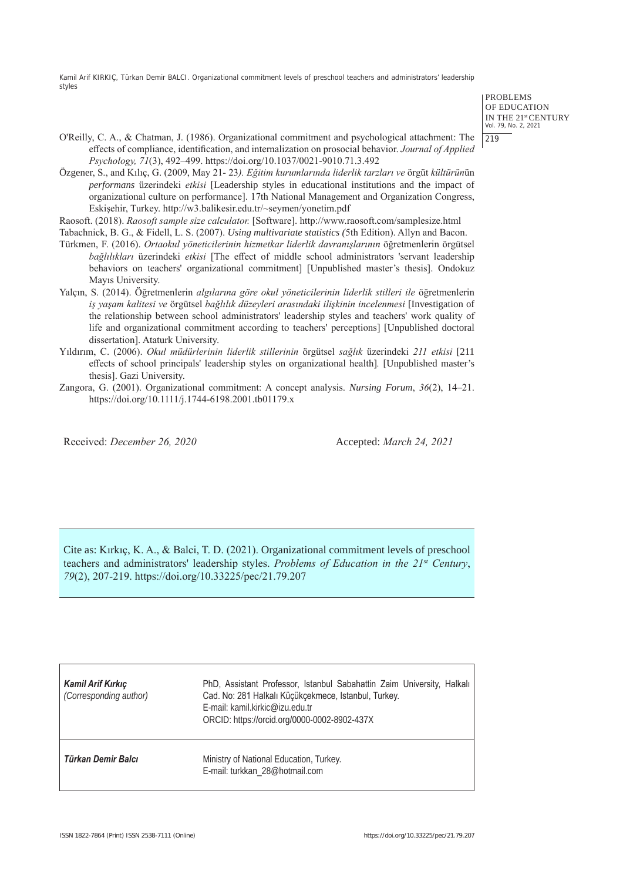O'Reilly, C. A., & Chatman, J. (1986). Organizational commitment and psychological attachment: The effects of compliance, identification, and internalization on prosocial behavior. *Journal of Applied Psychology, 71*(3), 492–499. https://doi.org/10.1037/0021-9010.71.3.492

Özgener, S., and Kılıç, G. (2009, May 21- 23*). Eğitim kurumlarında liderlik tarzları ve* örgüt *kültürün*ün *performans* üzerindeki *etkisi* [Leadership styles in educational institutions and the impact of organizational culture on performance]. 17th National Management and Organization Congress, Eskişehir, Turkey. http://w3.balikesir.edu.tr/~seymen/yonetim.pdf

Raosoft. (2018). *Raosoft sample size calculator.* [Software]. http://www.raosoft.com/samplesize.html

Tabachnick, B. G., & Fidell, L. S. (2007). *Using multivariate statistics (*5th Edition). Allyn and Bacon.

Türkmen, F. (2016). *Ortaokul yöneticilerinin hizmetkar liderlik davranışlarının* öğretmenlerin örgütsel *bağlılıkları* üzerindeki *etkisi* [The effect of middle school administrators 'servant leadership behaviors on teachers' organizational commitment] [Unpublished master's thesis]. Ondokuz Mayıs University.

Yalçın, S. (2014). Öğretmenlerin *algılarına göre okul yöneticilerinin liderlik stilleri ile* öğretmenlerin *iş yaşam kalitesi ve* örgütsel *bağlılık düzeyleri arasındaki ilişkinin incelenmesi* [Investigation of the relationship between school administrators' leadership styles and teachers' work quality of life and organizational commitment according to teachers' perceptions] [Unpublished doctoral dissertation]. Ataturk University.

Yıldırım, C. (2006). *Okul müdürlerinin liderlik stillerinin* örgütsel *sağlık* üzerindeki *211 etkisi* [211 effects of school principals' leadership styles on organizational health]*.* [Unpublished master's thesis]. Gazi University.

Zangora, G. (2001). Organizational commitment: A concept analysis. *Nursing Forum*, *36*(2), 14–21. https://doi.org/10.1111/j.1744-6198.2001.tb01179.x

Received: *December 26, 2020* Accepted: *March 24, 2021*

Cite as: Kırkıç, K. A., & Balci, T. D. (2021). Organizational commitment levels of preschool teachers and administrators' leadership styles. *Problems of Education in the 21st Century*, *79*(2), 207-219. https://doi.org/10.33225/pec/21.79.207

| | |
|---|---|
| ***Kamil Arif Kırkıç*** *(Corresponding author)* | PhD, Assistant Professor, Istanbul Sabahattin Zaim University, Halkalı Cad. No: 281 Halkalı Küçükçekmece, Istanbul, Turkey. E-mail: kamil.kirkic@izu.edu.tr ORCID: https://orcid.org/0000-0002-8902-437X |
| ***Türkan Demir Balcı*** | Ministry of National Education, Turkey. E-mail: turkkan_28@hotmail.com |